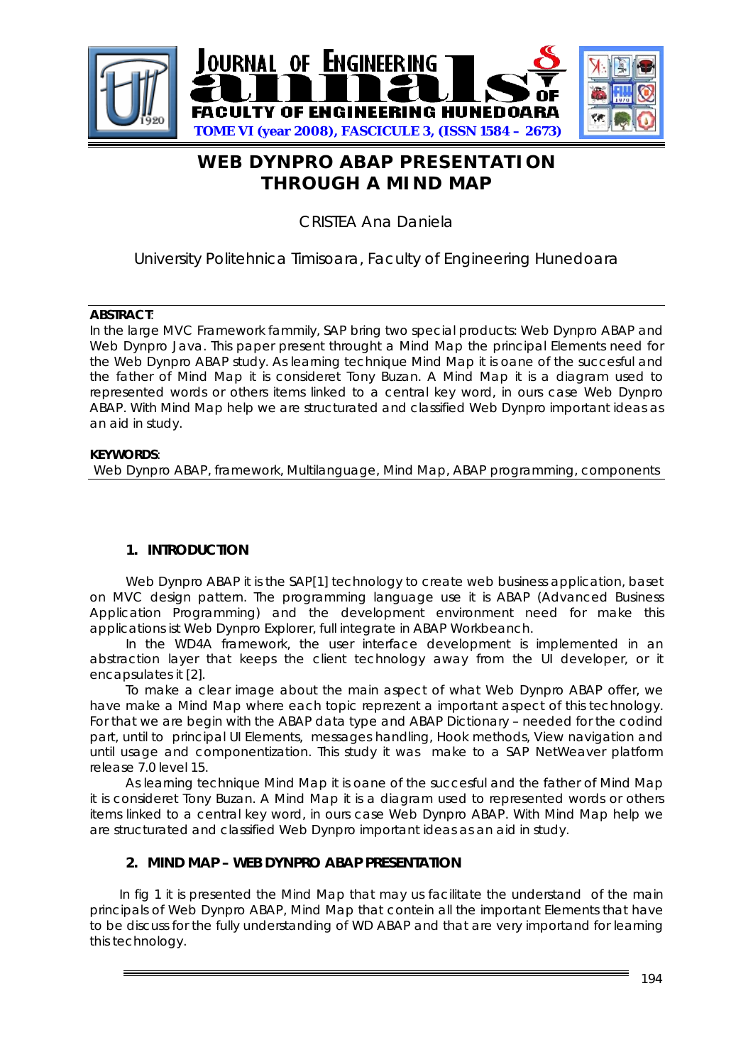# WEB DYNPRO ABAP PRESENTATION THROUGH A MIND MAP

CRISTEA Ana Daniela

University Politehnica Timisoara, Faculty of Engineering Hunedoara

**ABSTRACT**:
In the large MVC Framework fammily, SAP bring two special products: Web Dynpro ABAP and Web Dynpro Java. This paper present throught a Mind Map the principal Elements need for the Web Dynpro ABAP study. As learning technique Mind Map it is oane of the succesful and the father of Mind Map it is consideret Tony Buzan. A Mind Map it is a diagram used to represented words or others items linked to a central key word, in ours case Web Dynpro ABAP. With Mind Map help we are structurated and classified Web Dynpro important ideas as an aid in study.

**KEYWORDS**:
Web Dynpro ABAP, framework, Multilanguage, Mind Map, ABAP programming, components

## 1. INTRODUCTION

Web Dynpro ABAP it is the SAP[1] technology to create web business application, baset on MVC design pattern. The programming language use it is ABAP (Advanced Business Application Programming) and the development environment need for make this applications ist Web Dynpro Explorer, full integrate in ABAP Workbeanch.

In the WD4A framework, the user interface development is implemented in an abstraction layer that keeps the client technology away from the UI developer, or it encapsulates it [2].

To make a clear image about the main aspect of what Web Dynpro ABAP offer, we have make a Mind Map where each topic reprezent a important aspect of this technology. For that we are begin with the ABAP data type and ABAP Dictionary – needed for the codind part, until to principal UI Elements, messages handling, Hook methods, View navigation and until usage and componentization. This study it was make to a SAP NetWeaver platform release 7.0 level 15.

As learning technique Mind Map it is oane of the succesful and the father of Mind Map it is consideret Tony Buzan. A Mind Map it is a diagram used to represented words or others items linked to a central key word, in ours case Web Dynpro ABAP. With Mind Map help we are structurated and classified Web Dynpro important ideas as an aid in study.

## 2. MIND MAP – WEB DYNPRO ABAP PRESENTATION

In fig 1 it is presented the Mind Map that may us facilitate the understand of the main principals of Web Dynpro ABAP, Mind Map that contein all the important Elements that have to be discuss for the fully understanding of WD ABAP and that are very importand for learning this technology.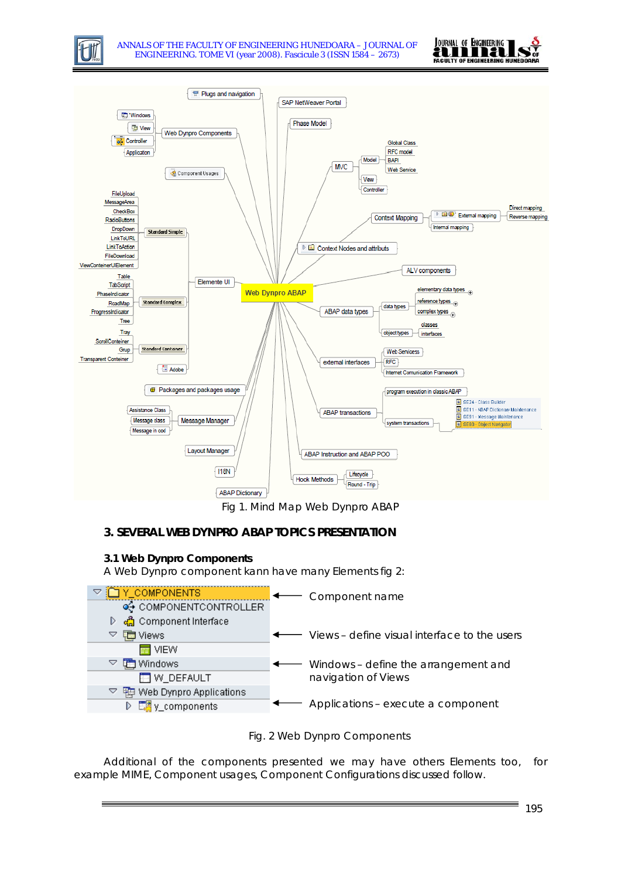Fig 1. Mind Map Web Dynpro ABAP

## 3. SEVERAL WEB DYNPRO ABAP TOPICS PRESENTATION

### 3.1 Web Dynpro Components

A Web Dynpro component kann have many Elements fig 2:

Fig. 2 Web Dynpro Components

Additional of the components presented we may have others Elements too, for example MIME, Component usages, Component Configurations discussed follow.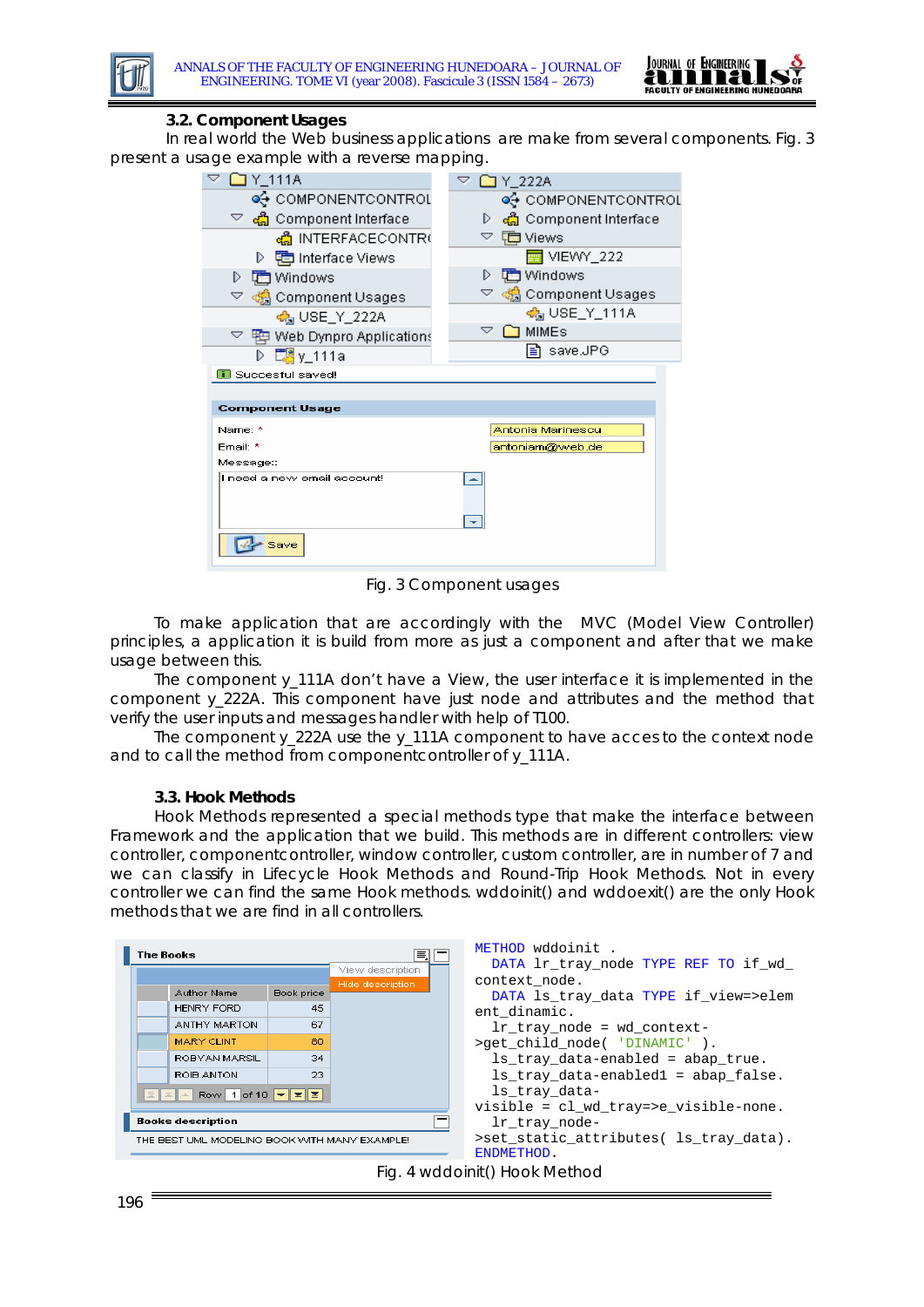### 3.2. Component Usages

In real world the Web business applications are make from several components. Fig. 3 present a usage example with a reverse mapping.

Fig. 3 Component usages

To make application that are accordingly with the MVC (Model View Controller) principles, a application it is build from more as just a component and after that we make usage between this.

The component y_111A don't have a View, the user interface it is implemented in the component y_222A. This component have just node and attributes and the method that verify the user inputs and messages handler with help of T100.

The component y_222A use the y_111A component to have acces to the context node and to call the method from componentcontroller of y_111A.

### 3.3. Hook Methods

Hook Methods represented a special methods type that make the interface between Framework and the application that we build. This methods are in different controllers: view controller, componentcontroller, window controller, custom controller, are in number of 7 and we can classify in Lifecycle Hook Methods and Round-Trip Hook Methods. Not in every controller we can find the same Hook methods. wddoinit() and wddoexit() are the only Hook methods that we are find in all controllers.

```
METHOD wddoinit .
  DATA lr_tray_node TYPE REF TO if_wd_
context_node.
  DATA ls_tray_data TYPE if_view=>elem
ent_dinamic.
  lr_tray_node = wd_context-
>get_child_node( 'DINAMIC' ).
  ls_tray_data-enabled = abap_true.
  ls_tray_data-enabled1 = abap_false.
  ls_tray_data-
visible = cl_wd_tray=>e_visible-none.
  lr_tray_node-
>set_static_attributes( ls_tray_data).
ENDMETHOD.
```

Fig. 4 wddoinit() Hook Method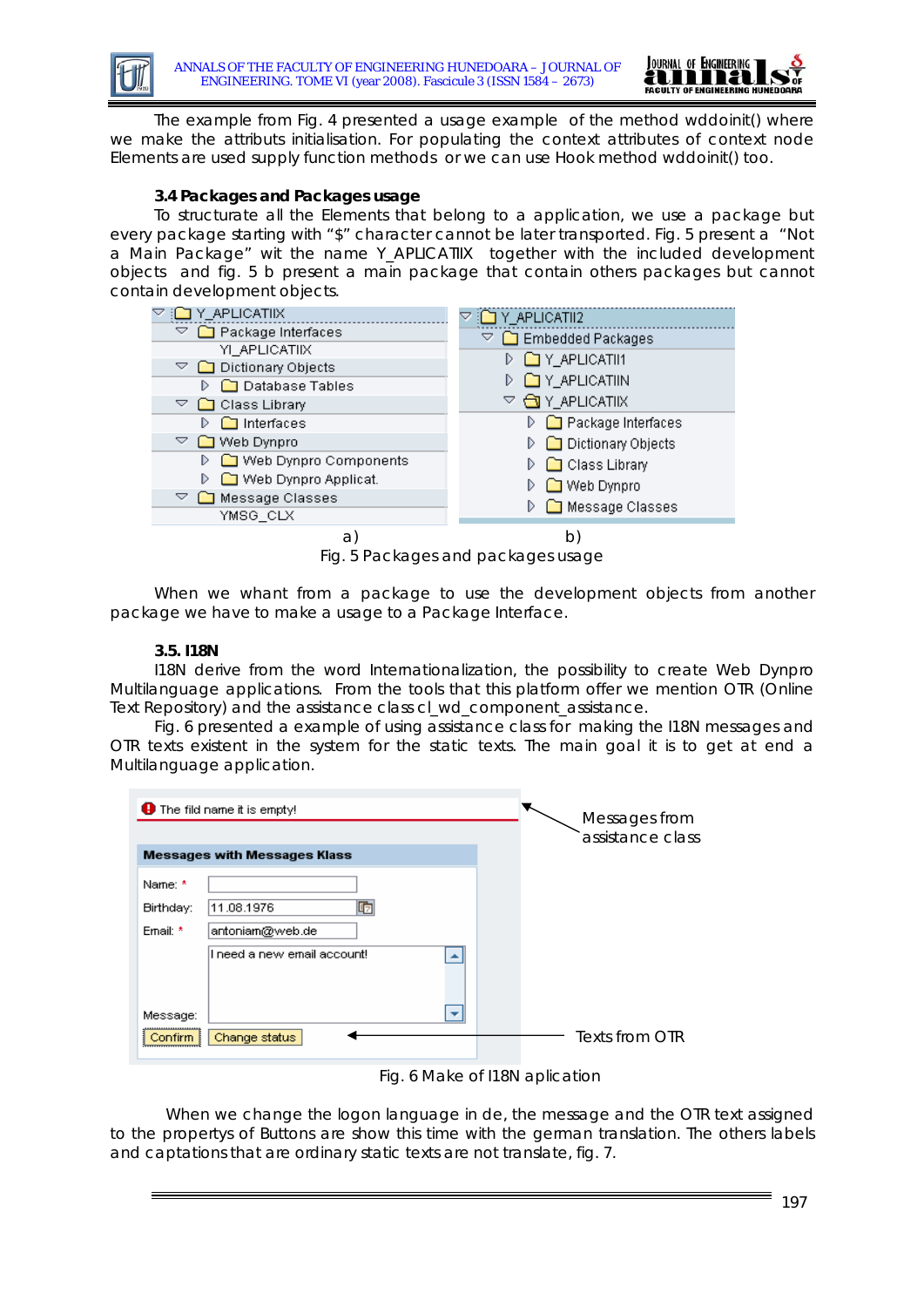The example from Fig. 4 presented a usage example of the method wddoinit() where we make the attributs initialisation. For populating the context attributes of context node Elements are used supply function methods or we can use Hook method wddoinit() too.

### 3.4 Packages and Packages usage

To structurate all the Elements that belong to a application, we use a package but every package starting with "$" character cannot be later transported. Fig. 5 present a "Not a Main Package" wit the name Y_APLICATIIX together with the included development objects and fig. 5 b present a main package that contain others packages but cannot contain development objects.

a) b)

Fig. 5 Packages and packages usage

When we whant from a package to use the development objects from another package we have to make a usage to a Package Interface.

### 3.5. I18N

I18N derive from the word Internationalization, the possibility to create Web Dynpro Multilanguage applications. From the tools that this platform offer we mention OTR (Online Text Repository) and the assistance class cl_wd_component_assistance.

Fig. 6 presented a example of using assistance class for making the I18N messages and OTR texts existent in the system for the static texts. The main goal it is to get at end a Multilanguage application.

Fig. 6 Make of I18N aplication

When we change the logon language in de, the message and the OTR text assigned to the propertys of Buttons are show this time with the german translation. The others labels and captations that are ordinary static texts are not translate, fig. 7.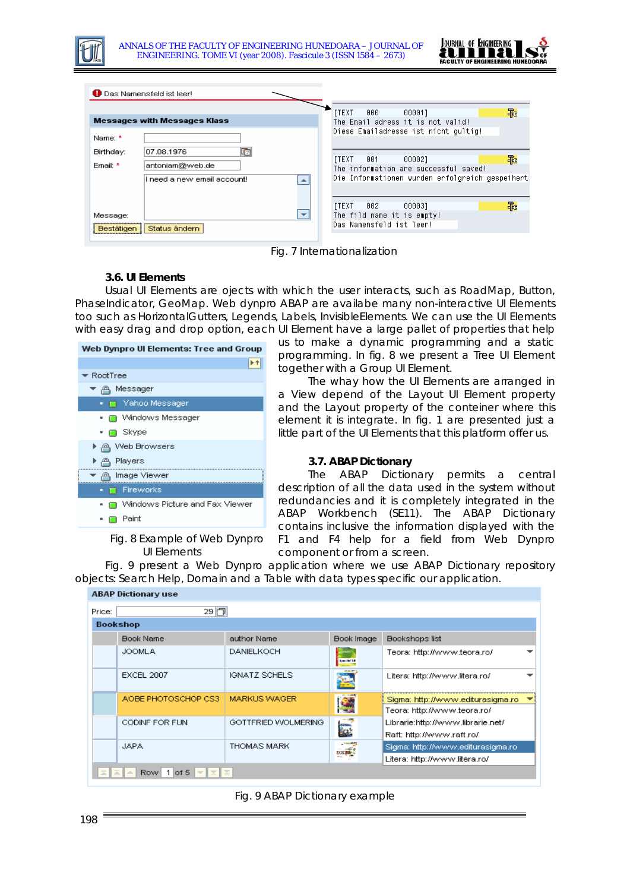Fig. 7 Internationalization

### 3.6. UI Elements

Usual UI Elements are ojects with which the user interacts, such as RoadMap, Button, PhaseIndicator, GeoMap. Web dynpro ABAP are availabe many non-interactive UI Elements too such as HorizontalGutters, Legends, Labels, InvisibleElements. We can use the UI Elements with easy drag and drop option, each UI Element have a large pallet of properties that help us to make a dynamic programming and a static programming. In fig. 8 we present a Tree UI Element together with a Group UI Element.

The whay how the UI Elements are arranged in a View depend of the Layout UI Element property and the Layout property of the conteiner where this element it is integrate. In fig. 1 are presented just a little part of the UI Elements that this platform offer us.

Fig. 8 Example of Web Dynpro UI Elements

### 3.7. ABAP Dictionary

The ABAP Dictionary permits a central description of all the data used in the system without redundancies and it is completely integrated in the ABAP Workbench (SE11). The ABAP Dictionary contains inclusive the information displayed with the F1 and F4 help for a field from Web Dynpro component or from a screen.

Fig. 9 present a Web Dynpro application where we use ABAP Dictionary repository objects: Search Help, Domain and a Table with data types specific our application.

Fig. 9 ABAP Dictionary example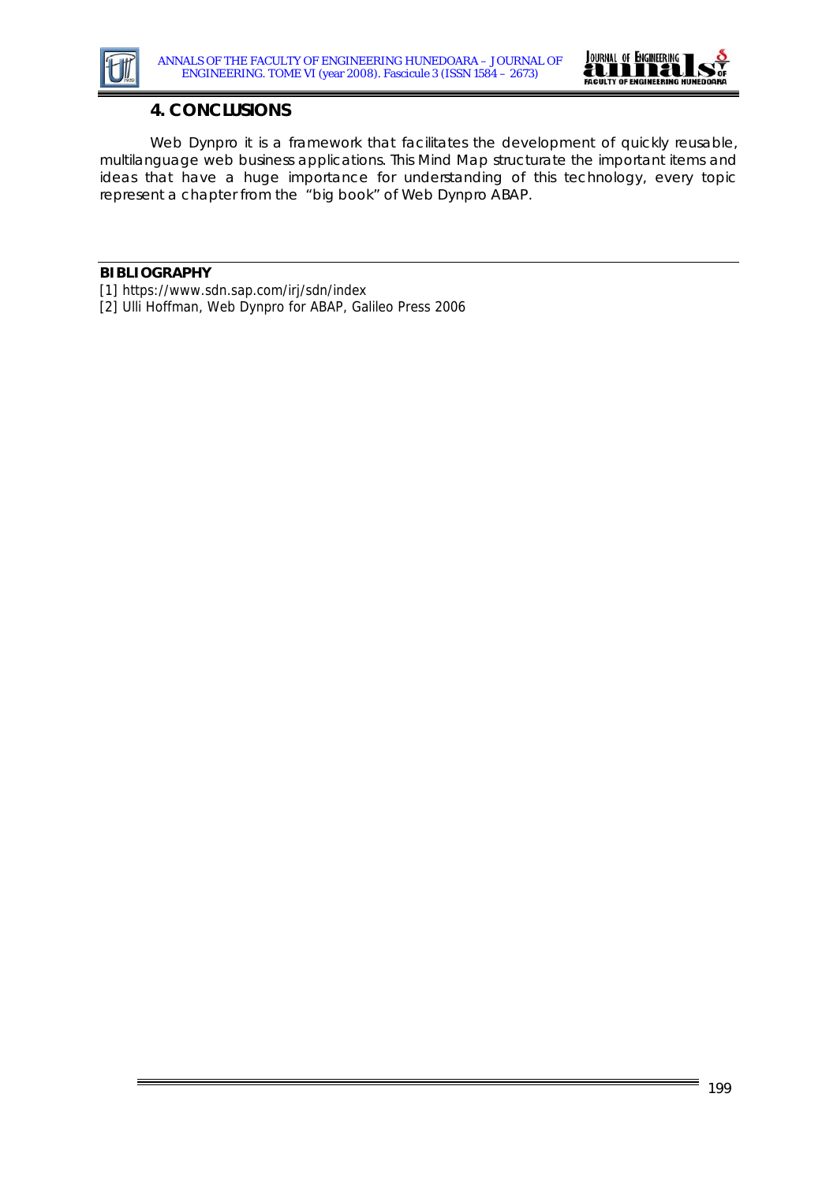## 4. CONCLUSIONS

Web Dynpro it is a framework that facilitates the development of quickly reusable, multilanguage web business applications. This Mind Map structurate the important items and ideas that have a huge importance for understanding of this technology, every topic represent a chapter from the "big book" of Web Dynpro ABAP.

**BIBLIOGRAPHY**

[1] https://www.sdn.sap.com/irj/sdn/index
[2] Ulli Hoffman, Web Dynpro for ABAP, Galileo Press 2006